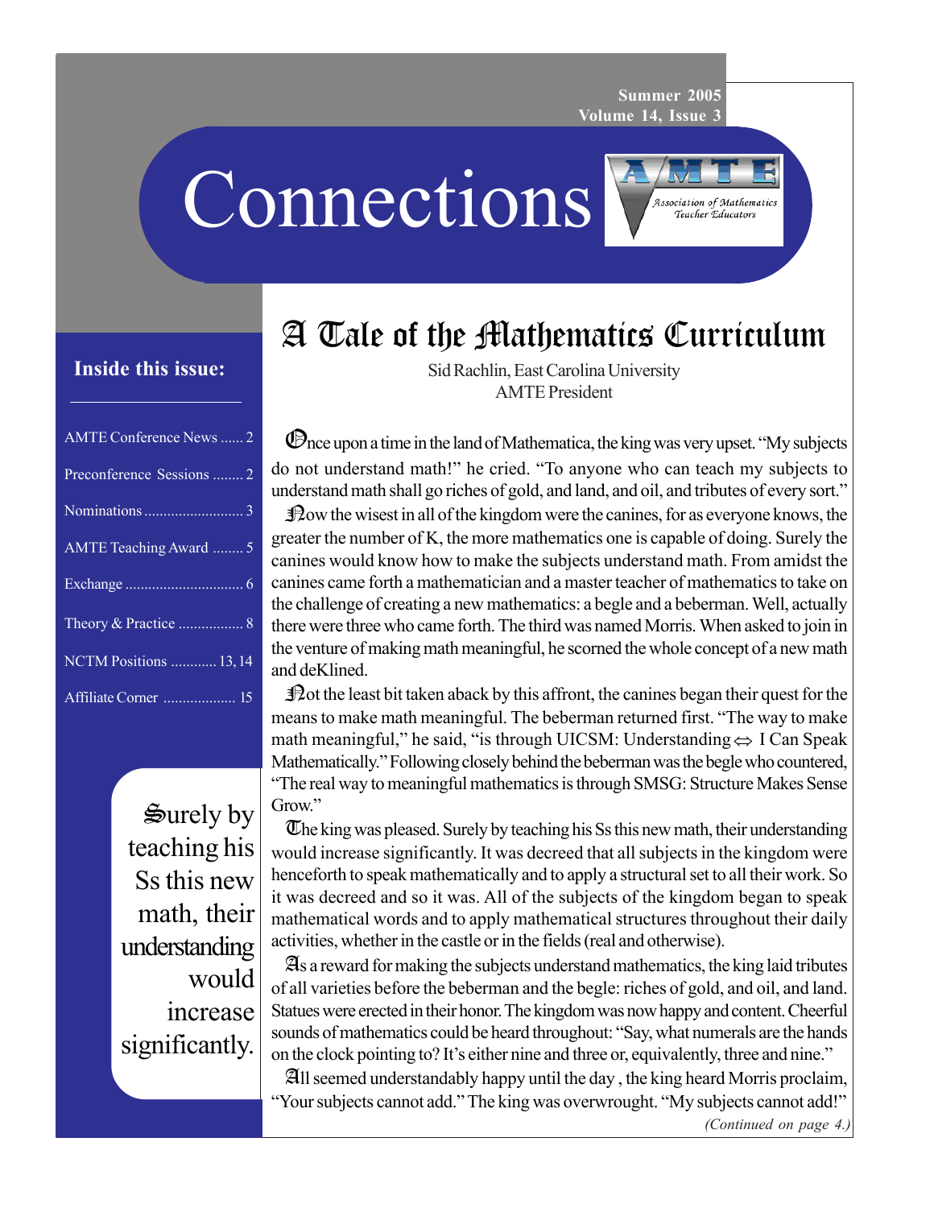Summer 2005
Volume 14, Issue 3

# Connections

AMTE — Association of Mathematics Teacher Educators

**Inside this issue:**

- AMTE Conference News ...... 2
- Preconference Sessions ........ 2
- Nominations .......................... 3
- AMTE Teaching Award ........ 5
- Exchange ............................... 6
- Theory & Practice ................. 8
- NCTM Positions ............ 13, 14
- Affiliate Corner .................. 15

## A Tale of the Mathematics Curriculum

Sid Rachlin, East Carolina University
AMTE President

Once upon a time in the land of Mathematica, the king was very upset. "My subjects do not understand math!" he cried. "To anyone who can teach my subjects to understand math shall go riches of gold, and land, and oil, and tributes of every sort."

Now the wisest in all of the kingdom were the canines, for as everyone knows, the greater the number of K, the more mathematics one is capable of doing. Surely the canines would know how to make the subjects understand math. From amidst the canines came forth a mathematician and a master teacher of mathematics to take on the challenge of creating a new mathematics: a begle and a beberman. Well, actually there were three who came forth. The third was named Morris. When asked to join in the venture of making math meaningful, he scorned the whole concept of a new math and deKlined.

Not the least bit taken aback by this affront, the canines began their quest for the means to make math meaningful. The beberman returned first. "The way to make math meaningful," he said, "is through UICSM: Understanding ⇔ I Can Speak Mathematically." Following closely behind the beberman was the begle who countered, "The real way to meaningful mathematics is through SMSG: Structure Makes Sense Grow."

> Surely by teaching his Ss this new math, their understanding would increase significantly.

The king was pleased. Surely by teaching his Ss this new math, their understanding would increase significantly. It was decreed that all subjects in the kingdom were henceforth to speak mathematically and to apply a structural set to all their work. So it was decreed and so it was. All of the subjects of the kingdom began to speak mathematical words and to apply mathematical structures throughout their daily activities, whether in the castle or in the fields (real and otherwise).

As a reward for making the subjects understand mathematics, the king laid tributes of all varieties before the beberman and the begle: riches of gold, and oil, and land. Statues were erected in their honor. The kingdom was now happy and content. Cheerful sounds of mathematics could be heard throughout: "Say, what numerals are the hands on the clock pointing to? It's either nine and three or, equivalently, three and nine."

All seemed understandably happy until the day , the king heard Morris proclaim, "Your subjects cannot add." The king was overwrought. "My subjects cannot add!"

*(Continued on page 4.)*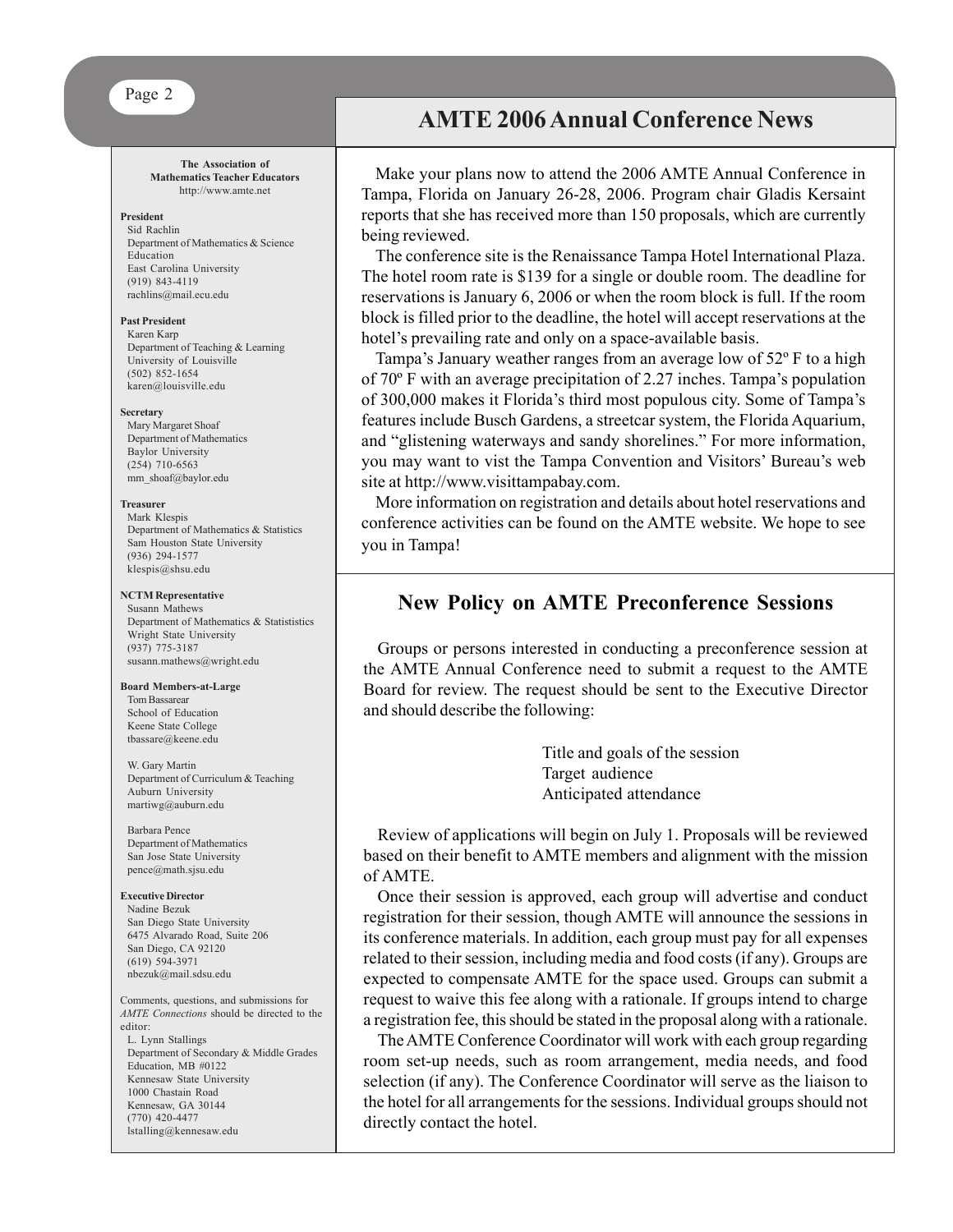## AMTE 2006 Annual Conference News

Make your plans now to attend the 2006 AMTE Annual Conference in Tampa, Florida on January 26-28, 2006. Program chair Gladis Kersaint reports that she has received more than 150 proposals, which are currently being reviewed.

The conference site is the Renaissance Tampa Hotel International Plaza. The hotel room rate is $139 for a single or double room. The deadline for reservations is January 6, 2006 or when the room block is full. If the room block is filled prior to the deadline, the hotel will accept reservations at the hotel's prevailing rate and only on a space-available basis.

Tampa's January weather ranges from an average low of 52º F to a high of 70º F with an average precipitation of 2.27 inches. Tampa's population of 300,000 makes it Florida's third most populous city. Some of Tampa's features include Busch Gardens, a streetcar system, the Florida Aquarium, and "glistening waterways and sandy shorelines." For more information, you may want to vist the Tampa Convention and Visitors' Bureau's web site at http://www.visittampabay.com.

More information on registration and details about hotel reservations and conference activities can be found on the AMTE website. We hope to see you in Tampa!

## New Policy on AMTE Preconference Sessions

Groups or persons interested in conducting a preconference session at the AMTE Annual Conference need to submit a request to the AMTE Board for review. The request should be sent to the Executive Director and should describe the following:

- Title and goals of the session
- Target audience
- Anticipated attendance

Review of applications will begin on July 1. Proposals will be reviewed based on their benefit to AMTE members and alignment with the mission of AMTE.

Once their session is approved, each group will advertise and conduct registration for their session, though AMTE will announce the sessions in its conference materials. In addition, each group must pay for all expenses related to their session, including media and food costs (if any). Groups are expected to compensate AMTE for the space used. Groups can submit a request to waive this fee along with a rationale. If groups intend to charge a registration fee, this should be stated in the proposal along with a rationale.

The AMTE Conference Coordinator will work with each group regarding room set-up needs, such as room arrangement, media needs, and food selection (if any). The Conference Coordinator will serve as the liaison to the hotel for all arrangements for the sessions. Individual groups should not directly contact the hotel.

---

**The Association of Mathematics Teacher Educators**
http://www.amte.net

**President**
Sid Rachlin
Department of Mathematics & Science Education
East Carolina University
(919) 843-4119
rachlins@mail.ecu.edu

**Past President**
Karen Karp
Department of Teaching & Learning
University of Louisville
(502) 852-1654
karen@louisville.edu

**Secretary**
Mary Margaret Shoaf
Department of Mathematics
Baylor University
(254) 710-6563
mm_shoaf@baylor.edu

**Treasurer**
Mark Klespis
Department of Mathematics & Statistics
Sam Houston State University
(936) 294-1577
klespis@shsu.edu

**NCTM Representative**
Susann Mathews
Department of Mathematics & Statististics
Wright State University
(937) 775-3187
susann.mathews@wright.edu

**Board Members-at-Large**
Tom Bassarear
School of Education
Keene State College
tbassare@keene.edu

W. Gary Martin
Department of Curriculum & Teaching
Auburn University
martiwg@auburn.edu

Barbara Pence
Department of Mathematics
San Jose State University
pence@math.sjsu.edu

**Executive Director**
Nadine Bezuk
San Diego State University
6475 Alvarado Road, Suite 206
San Diego, CA 92120
(619) 594-3971
nbezuk@mail.sdsu.edu

Comments, questions, and submissions for *AMTE Connections* should be directed to the editor:
L. Lynn Stallings
Department of Secondary & Middle Grades Education, MB #0122
Kennesaw State University
1000 Chastain Road
Kennesaw, GA 30144
(770) 420-4477
lstalling@kennesaw.edu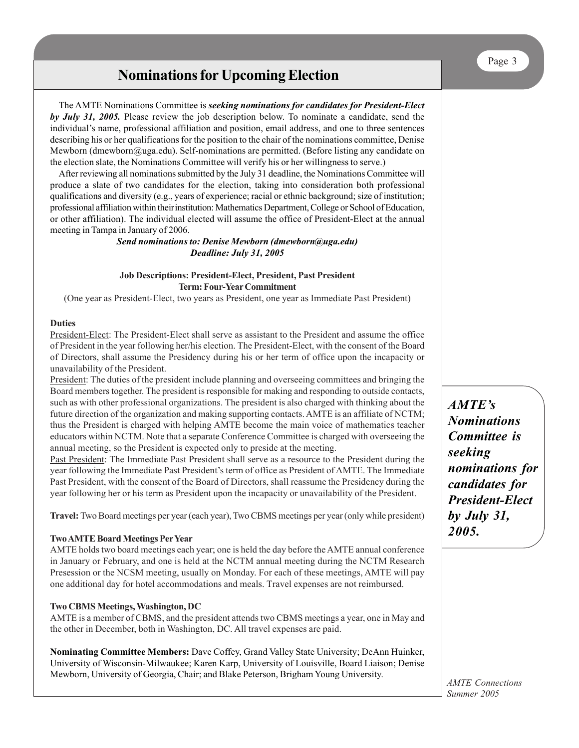# Nominations for Upcoming Election

The AMTE Nominations Committee is ***seeking nominations for candidates for President-Elect by July 31, 2005.*** Please review the job description below. To nominate a candidate, send the individual's name, professional affiliation and position, email address, and one to three sentences describing his or her qualifications for the position to the chair of the nominations committee, Denise Mewborn (dmewborn@uga.edu). Self-nominations are permitted. (Before listing any candidate on the election slate, the Nominations Committee will verify his or her willingness to serve.)

After reviewing all nominations submitted by the July 31 deadline, the Nominations Committee will produce a slate of two candidates for the election, taking into consideration both professional qualifications and diversity (e.g., years of experience; racial or ethnic background; size of institution; professional affiliation within their institution: Mathematics Department, College or School of Education, or other affiliation). The individual elected will assume the office of President-Elect at the annual meeting in Tampa in January of 2006.

***Send nominations to: Denise Mewborn (dmewborn@uga.edu)***
***Deadline: July 31, 2005***

**Job Descriptions: President-Elect, President, Past President**
**Term: Four-Year Commitment**

(One year as President-Elect, two years as President, one year as Immediate Past President)

**Duties**

President-Elect: The President-Elect shall serve as assistant to the President and assume the office of President in the year following her/his election. The President-Elect, with the consent of the Board of Directors, shall assume the Presidency during his or her term of office upon the incapacity or unavailability of the President.

President: The duties of the president include planning and overseeing committees and bringing the Board members together. The president is responsible for making and responding to outside contacts, such as with other professional organizations. The president is also charged with thinking about the future direction of the organization and making supporting contacts. AMTE is an affiliate of NCTM; thus the President is charged with helping AMTE become the main voice of mathematics teacher educators within NCTM. Note that a separate Conference Committee is charged with overseeing the annual meeting, so the President is expected only to preside at the meeting.

Past President: The Immediate Past President shall serve as a resource to the President during the year following the Immediate Past President's term of office as President of AMTE. The Immediate Past President, with the consent of the Board of Directors, shall reassume the Presidency during the year following her or his term as President upon the incapacity or unavailability of the President.

**Travel:** Two Board meetings per year (each year), Two CBMS meetings per year (only while president)

**Two AMTE Board Meetings Per Year**

AMTE holds two board meetings each year; one is held the day before the AMTE annual conference in January or February, and one is held at the NCTM annual meeting during the NCTM Research Presession or the NCSM meeting, usually on Monday. For each of these meetings, AMTE will pay one additional day for hotel accommodations and meals. Travel expenses are not reimbursed.

**Two CBMS Meetings, Washington, DC**

AMTE is a member of CBMS, and the president attends two CBMS meetings a year, one in May and the other in December, both in Washington, DC. All travel expenses are paid.

**Nominating Committee Members:** Dave Coffey, Grand Valley State University; DeAnn Huinker, University of Wisconsin-Milwaukee; Karen Karp, University of Louisville, Board Liaison; Denise Mewborn, University of Georgia, Chair; and Blake Peterson, Brigham Young University.

***AMTE's Nominations Committee is seeking nominations for candidates for President-Elect by July 31, 2005.***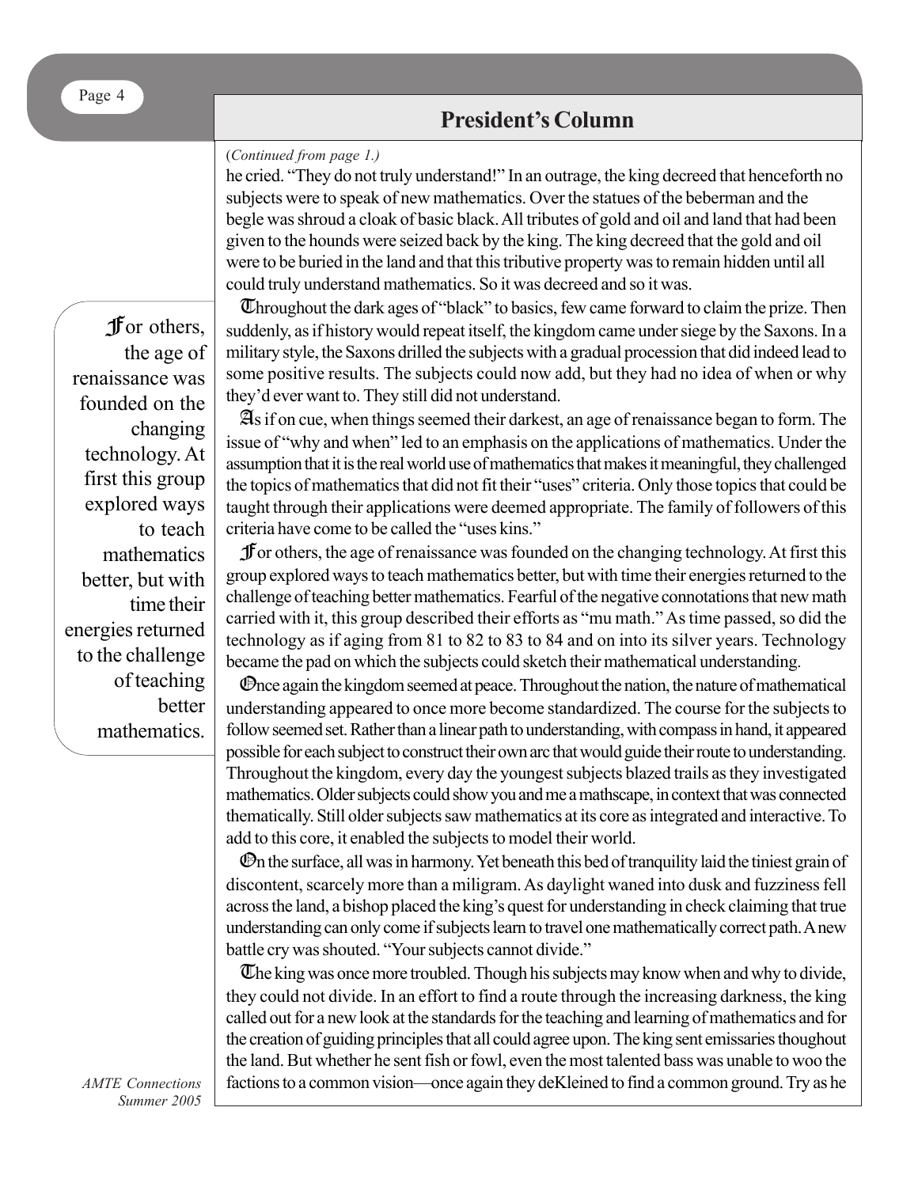## President's Column

(*Continued from page 1.*)

he cried. "They do not truly understand!" In an outrage, the king decreed that henceforth no subjects were to speak of new mathematics. Over the statues of the beberman and the begle was shroud a cloak of basic black. All tributes of gold and oil and land that had been given to the hounds were seized back by the king. The king decreed that the gold and oil were to be buried in the land and that this tributive property was to remain hidden until all could truly understand mathematics. So it was decreed and so it was.

Throughout the dark ages of "black" to basics, few came forward to claim the prize. Then suddenly, as if history would repeat itself, the kingdom came under siege by the Saxons. In a military style, the Saxons drilled the subjects with a gradual procession that did indeed lead to some positive results. The subjects could now add, but they had no idea of when or why they'd ever want to. They still did not understand.

As if on cue, when things seemed their darkest, an age of renaissance began to form. The issue of "why and when" led to an emphasis on the applications of mathematics. Under the assumption that it is the real world use of mathematics that makes it meaningful, they challenged the topics of mathematics that did not fit their "uses" criteria. Only those topics that could be taught through their applications were deemed appropriate. The family of followers of this criteria have come to be called the "uses kins."

For others, the age of renaissance was founded on the changing technology. At first this group explored ways to teach mathematics better, but with time their energies returned to the challenge of teaching better mathematics. Fearful of the negative connotations that new math carried with it, this group described their efforts as "mu math." As time passed, so did the technology as if aging from 81 to 82 to 83 to 84 and on into its silver years. Technology became the pad on which the subjects could sketch their mathematical understanding.

> For others, the age of renaissance was founded on the changing technology. At first this group explored ways to teach mathematics better, but with time their energies returned to the challenge of teaching better mathematics.

Once again the kingdom seemed at peace. Throughout the nation, the nature of mathematical understanding appeared to once more become standardized. The course for the subjects to follow seemed set. Rather than a linear path to understanding, with compass in hand, it appeared possible for each subject to construct their own arc that would guide their route to understanding. Throughout the kingdom, every day the youngest subjects blazed trails as they investigated mathematics. Older subjects could show you and me a mathscape, in context that was connected thematically. Still older subjects saw mathematics at its core as integrated and interactive. To add to this core, it enabled the subjects to model their world.

On the surface, all was in harmony. Yet beneath this bed of tranquility laid the tiniest grain of discontent, scarcely more than a miligram. As daylight waned into dusk and fuzziness fell across the land, a bishop placed the king's quest for understanding in check claiming that true understanding can only come if subjects learn to travel one mathematically correct path. A new battle cry was shouted. "Your subjects cannot divide."

The king was once more troubled. Though his subjects may know when and why to divide, they could not divide. In an effort to find a route through the increasing darkness, the king called out for a new look at the standards for the teaching and learning of mathematics and for the creation of guiding principles that all could agree upon. The king sent emissaries thoughout the land. But whether he sent fish or fowl, even the most talented bass was unable to woo the factions to a common vision—once again they deKleined to find a common ground. Try as he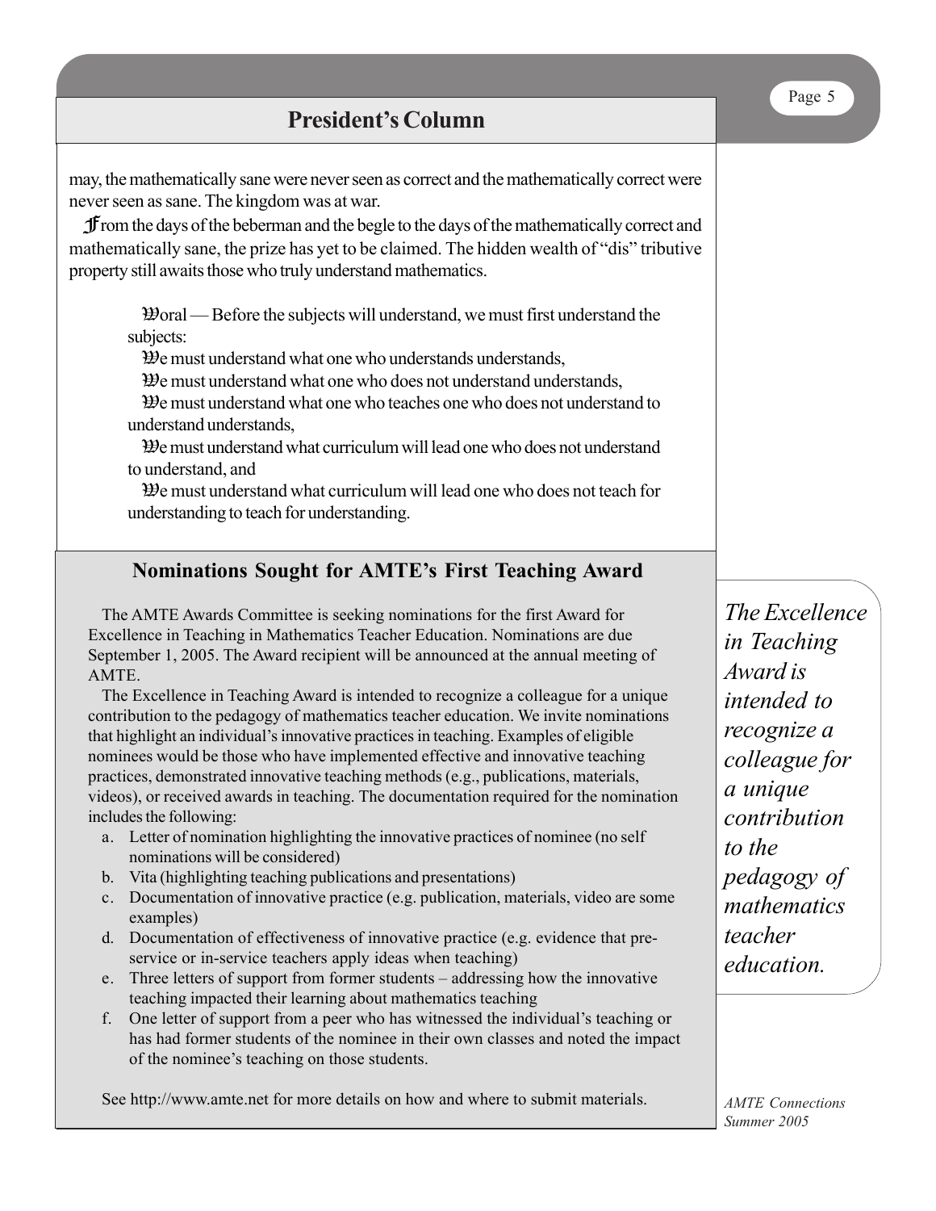## President's Column

may, the mathematically sane were never seen as correct and the mathematically correct were never seen as sane. The kingdom was at war.

From the days of the beberman and the begle to the days of the mathematically correct and mathematically sane, the prize has yet to be claimed. The hidden wealth of "dis" tributive property still awaits those who truly understand mathematics.

> Moral — Before the subjects will understand, we must first understand the subjects:
>
> We must understand what one who understands understands,
>
> We must understand what one who does not understand understands,
>
> We must understand what one who teaches one who does not understand to understand understands,
>
> We must understand what curriculum will lead one who does not understand to understand, and
>
> We must understand what curriculum will lead one who does not teach for understanding to teach for understanding.

### Nominations Sought for AMTE's First Teaching Award

The AMTE Awards Committee is seeking nominations for the first Award for Excellence in Teaching in Mathematics Teacher Education. Nominations are due September 1, 2005. The Award recipient will be announced at the annual meeting of AMTE.

The Excellence in Teaching Award is intended to recognize a colleague for a unique contribution to the pedagogy of mathematics teacher education. We invite nominations that highlight an individual's innovative practices in teaching. Examples of eligible nominees would be those who have implemented effective and innovative teaching practices, demonstrated innovative teaching methods (e.g., publications, materials, videos), or received awards in teaching. The documentation required for the nomination includes the following:

a. Letter of nomination highlighting the innovative practices of nominee (no self nominations will be considered)
b. Vita (highlighting teaching publications and presentations)
c. Documentation of innovative practice (e.g. publication, materials, video are some examples)
d. Documentation of effectiveness of innovative practice (e.g. evidence that pre-service or in-service teachers apply ideas when teaching)
e. Three letters of support from former students – addressing how the innovative teaching impacted their learning about mathematics teaching
f. One letter of support from a peer who has witnessed the individual's teaching or has had former students of the nominee in their own classes and noted the impact of the nominee's teaching on those students.

See http://www.amte.net for more details on how and where to submit materials.

*The Excellence in Teaching Award is intended to recognize a colleague for a unique contribution to the pedagogy of mathematics teacher education.*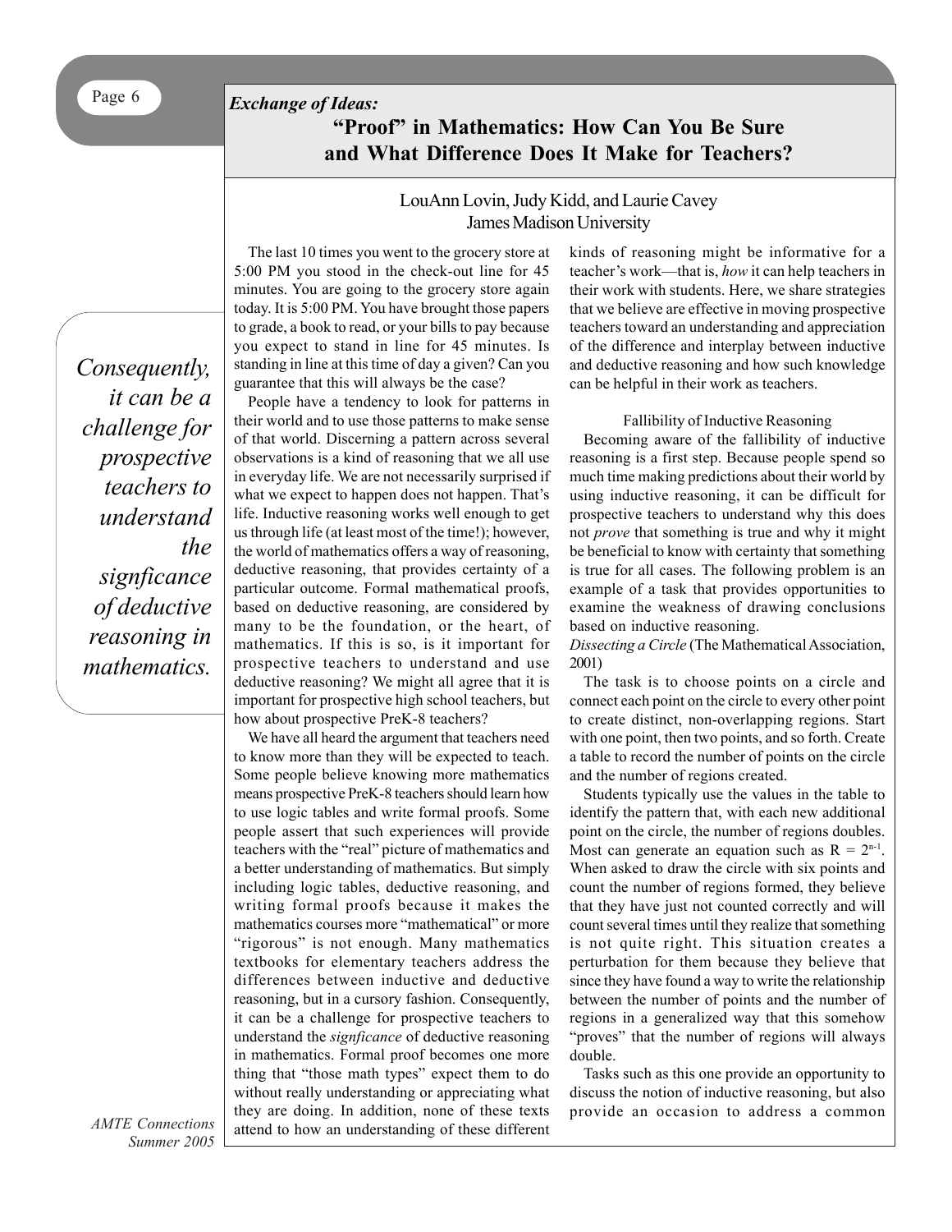*Exchange of Ideas:*

# "Proof" in Mathematics: How Can You Be Sure and What Difference Does It Make for Teachers?

LouAnn Lovin, Judy Kidd, and Laurie Cavey
James Madison University

*Consequently, it can be a challenge for prospective teachers to understand the signficance of deductive reasoning in mathematics.*

The last 10 times you went to the grocery store at 5:00 PM you stood in the check-out line for 45 minutes. You are going to the grocery store again today. It is 5:00 PM. You have brought those papers to grade, a book to read, or your bills to pay because you expect to stand in line for 45 minutes. Is standing in line at this time of day a given? Can you guarantee that this will always be the case?

People have a tendency to look for patterns in their world and to use those patterns to make sense of that world. Discerning a pattern across several observations is a kind of reasoning that we all use in everyday life. We are not necessarily surprised if what we expect to happen does not happen. That's life. Inductive reasoning works well enough to get us through life (at least most of the time!); however, the world of mathematics offers a way of reasoning, deductive reasoning, that provides certainty of a particular outcome. Formal mathematical proofs, based on deductive reasoning, are considered by many to be the foundation, or the heart, of mathematics. If this is so, is it important for prospective teachers to understand and use deductive reasoning? We might all agree that it is important for prospective high school teachers, but how about prospective PreK-8 teachers?

We have all heard the argument that teachers need to know more than they will be expected to teach. Some people believe knowing more mathematics means prospective PreK-8 teachers should learn how to use logic tables and write formal proofs. Some people assert that such experiences will provide teachers with the "real" picture of mathematics and a better understanding of mathematics. But simply including logic tables, deductive reasoning, and writing formal proofs because it makes the mathematics courses more "mathematical" or more "rigorous" is not enough. Many mathematics textbooks for elementary teachers address the differences between inductive and deductive reasoning, but in a cursory fashion. Consequently, it can be a challenge for prospective teachers to understand the *signficance* of deductive reasoning in mathematics. Formal proof becomes one more thing that "those math types" expect them to do without really understanding or appreciating what they are doing. In addition, none of these texts attend to how an understanding of these different kinds of reasoning might be informative for a teacher's work—that is, *how* it can help teachers in their work with students. Here, we share strategies that we believe are effective in moving prospective teachers toward an understanding and appreciation of the difference and interplay between inductive and deductive reasoning and how such knowledge can be helpful in their work as teachers.

## Fallibility of Inductive Reasoning

Becoming aware of the fallibility of inductive reasoning is a first step. Because people spend so much time making predictions about their world by using inductive reasoning, it can be difficult for prospective teachers to understand why this does not *prove* that something is true and why it might be beneficial to know with certainty that something is true for all cases. The following problem is an example of a task that provides opportunities to examine the weakness of drawing conclusions based on inductive reasoning.

*Dissecting a Circle* (The Mathematical Association, 2001)

The task is to choose points on a circle and connect each point on the circle to every other point to create distinct, non-overlapping regions. Start with one point, then two points, and so forth. Create a table to record the number of points on the circle and the number of regions created.

Students typically use the values in the table to identify the pattern that, with each new additional point on the circle, the number of regions doubles. Most can generate an equation such as $R = 2^{n-1}$. When asked to draw the circle with six points and count the number of regions formed, they believe that they have just not counted correctly and will count several times until they realize that something is not quite right. This situation creates a perturbation for them because they believe that since they have found a way to write the relationship between the number of points and the number of regions in a generalized way that this somehow "proves" that the number of regions will always double.

Tasks such as this one provide an opportunity to discuss the notion of inductive reasoning, but also provide an occasion to address a common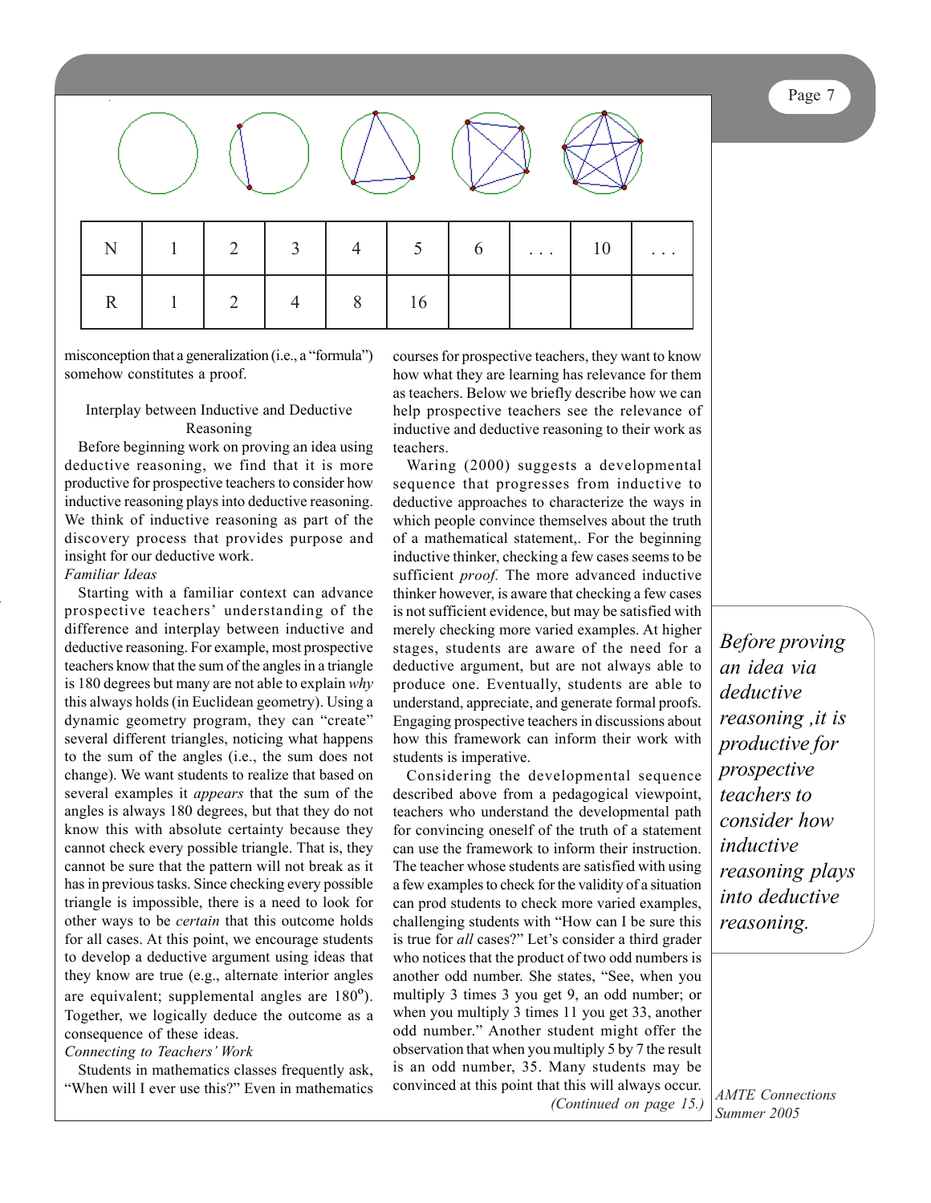| N | 1 | 2 | 3 | 4 | 5 | 6 | . . . | 10 | . . . |
|---|---|---|---|---|---|---|---|---|---|
| R | 1 | 2 | 4 | 8 | 16 | | | | |

misconception that a generalization (i.e., a "formula") somehow constitutes a proof.

### Interplay between Inductive and Deductive Reasoning

Before beginning work on proving an idea using deductive reasoning, we find that it is more productive for prospective teachers to consider how inductive reasoning plays into deductive reasoning. We think of inductive reasoning as part of the discovery process that provides purpose and insight for our deductive work.

*Familiar Ideas*

Starting with a familiar context can advance prospective teachers' understanding of the difference and interplay between inductive and deductive reasoning. For example, most prospective teachers know that the sum of the angles in a triangle is 180 degrees but many are not able to explain *why* this always holds (in Euclidean geometry). Using a dynamic geometry program, they can "create" several different triangles, noticing what happens to the sum of the angles (i.e., the sum does not change). We want students to realize that based on several examples it *appears* that the sum of the angles is always 180 degrees, but that they do not know this with absolute certainty because they cannot check every possible triangle. That is, they cannot be sure that the pattern will not break as it has in previous tasks. Since checking every possible triangle is impossible, there is a need to look for other ways to be *certain* that this outcome holds for all cases. At this point, we encourage students to develop a deductive argument using ideas that they know are true (e.g., alternate interior angles are equivalent; supplemental angles are $180^o$). Together, we logically deduce the outcome as a consequence of these ideas.

*Connecting to Teachers' Work*

Students in mathematics classes frequently ask, "When will I ever use this?" Even in mathematics courses for prospective teachers, they want to know how what they are learning has relevance for them as teachers. Below we briefly describe how we can help prospective teachers see the relevance of inductive and deductive reasoning to their work as teachers.

Waring (2000) suggests a developmental sequence that progresses from inductive to deductive approaches to characterize the ways in which people convince themselves about the truth of a mathematical statement,. For the beginning inductive thinker, checking a few cases seems to be sufficient *proof.* The more advanced inductive thinker however, is aware that checking a few cases is not sufficient evidence, but may be satisfied with merely checking more varied examples. At higher stages, students are aware of the need for a deductive argument, but are not always able to produce one. Eventually, students are able to understand, appreciate, and generate formal proofs. Engaging prospective teachers in discussions about how this framework can inform their work with students is imperative.

Considering the developmental sequence described above from a pedagogical viewpoint, teachers who understand the developmental path for convincing oneself of the truth of a statement can use the framework to inform their instruction. The teacher whose students are satisfied with using a few examples to check for the validity of a situation can prod students to check more varied examples, challenging students with "How can I be sure this is true for *all* cases?" Let's consider a third grader who notices that the product of two odd numbers is another odd number. She states, "See, when you multiply 3 times 3 you get 9, an odd number; or when you multiply 3 times 11 you get 33, another odd number." Another student might offer the observation that when you multiply 5 by 7 the result is an odd number, 35. Many students may be convinced at this point that this will always occur.

*(Continued on page 15.)*

*Before proving an idea via deductive reasoning ,it is productive for prospective teachers to consider how inductive reasoning plays into deductive reasoning.*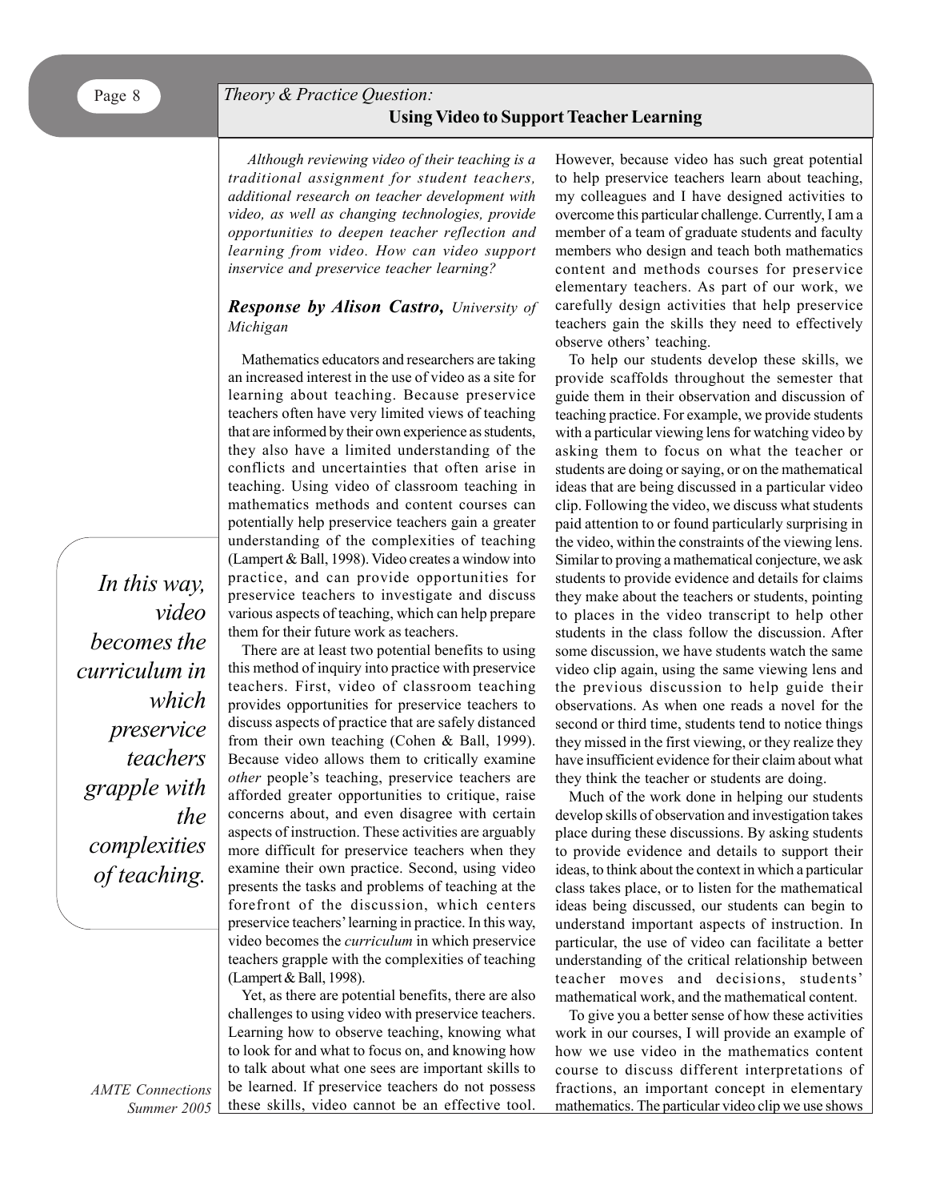## Theory & Practice Question: Using Video to Support Teacher Learning

*Although reviewing video of their teaching is a traditional assignment for student teachers, additional research on teacher development with video, as well as changing technologies, provide opportunities to deepen teacher reflection and learning from video. How can video support inservice and preservice teacher learning?*

### *Response by Alison Castro, University of Michigan*

Mathematics educators and researchers are taking an increased interest in the use of video as a site for learning about teaching. Because preservice teachers often have very limited views of teaching that are informed by their own experience as students, they also have a limited understanding of the conflicts and uncertainties that often arise in teaching. Using video of classroom teaching in mathematics methods and content courses can potentially help preservice teachers gain a greater understanding of the complexities of teaching (Lampert & Ball, 1998). Video creates a window into practice, and can provide opportunities for preservice teachers to investigate and discuss various aspects of teaching, which can help prepare them for their future work as teachers.

There are at least two potential benefits to using this method of inquiry into practice with preservice teachers. First, video of classroom teaching provides opportunities for preservice teachers to discuss aspects of practice that are safely distanced from their own teaching (Cohen & Ball, 1999). Because video allows them to critically examine *other* people's teaching, preservice teachers are afforded greater opportunities to critique, raise concerns about, and even disagree with certain aspects of instruction. These activities are arguably more difficult for preservice teachers when they examine their own practice. Second, using video presents the tasks and problems of teaching at the forefront of the discussion, which centers preservice teachers' learning in practice. In this way, video becomes the *curriculum* in which preservice teachers grapple with the complexities of teaching (Lampert & Ball, 1998).

> *In this way, video becomes the curriculum in which preservice teachers grapple with the complexities of teaching.*

Yet, as there are potential benefits, there are also challenges to using video with preservice teachers. Learning how to observe teaching, knowing what to look for and what to focus on, and knowing how to talk about what one sees are important skills to be learned. If preservice teachers do not possess these skills, video cannot be an effective tool. However, because video has such great potential to help preservice teachers learn about teaching, my colleagues and I have designed activities to overcome this particular challenge. Currently, I am a member of a team of graduate students and faculty members who design and teach both mathematics content and methods courses for preservice elementary teachers. As part of our work, we carefully design activities that help preservice teachers gain the skills they need to effectively observe others' teaching.

To help our students develop these skills, we provide scaffolds throughout the semester that guide them in their observation and discussion of teaching practice. For example, we provide students with a particular viewing lens for watching video by asking them to focus on what the teacher or students are doing or saying, or on the mathematical ideas that are being discussed in a particular video clip. Following the video, we discuss what students paid attention to or found particularly surprising in the video, within the constraints of the viewing lens. Similar to proving a mathematical conjecture, we ask students to provide evidence and details for claims they make about the teachers or students, pointing to places in the video transcript to help other students in the class follow the discussion. After some discussion, we have students watch the same video clip again, using the same viewing lens and the previous discussion to help guide their observations. As when one reads a novel for the second or third time, students tend to notice things they missed in the first viewing, or they realize they have insufficient evidence for their claim about what they think the teacher or students are doing.

Much of the work done in helping our students develop skills of observation and investigation takes place during these discussions. By asking students to provide evidence and details to support their ideas, to think about the context in which a particular class takes place, or to listen for the mathematical ideas being discussed, our students can begin to understand important aspects of instruction. In particular, the use of video can facilitate a better understanding of the critical relationship between teacher moves and decisions, students' mathematical work, and the mathematical content.

To give you a better sense of how these activities work in our courses, I will provide an example of how we use video in the mathematics content course to discuss different interpretations of fractions, an important concept in elementary mathematics. The particular video clip we use shows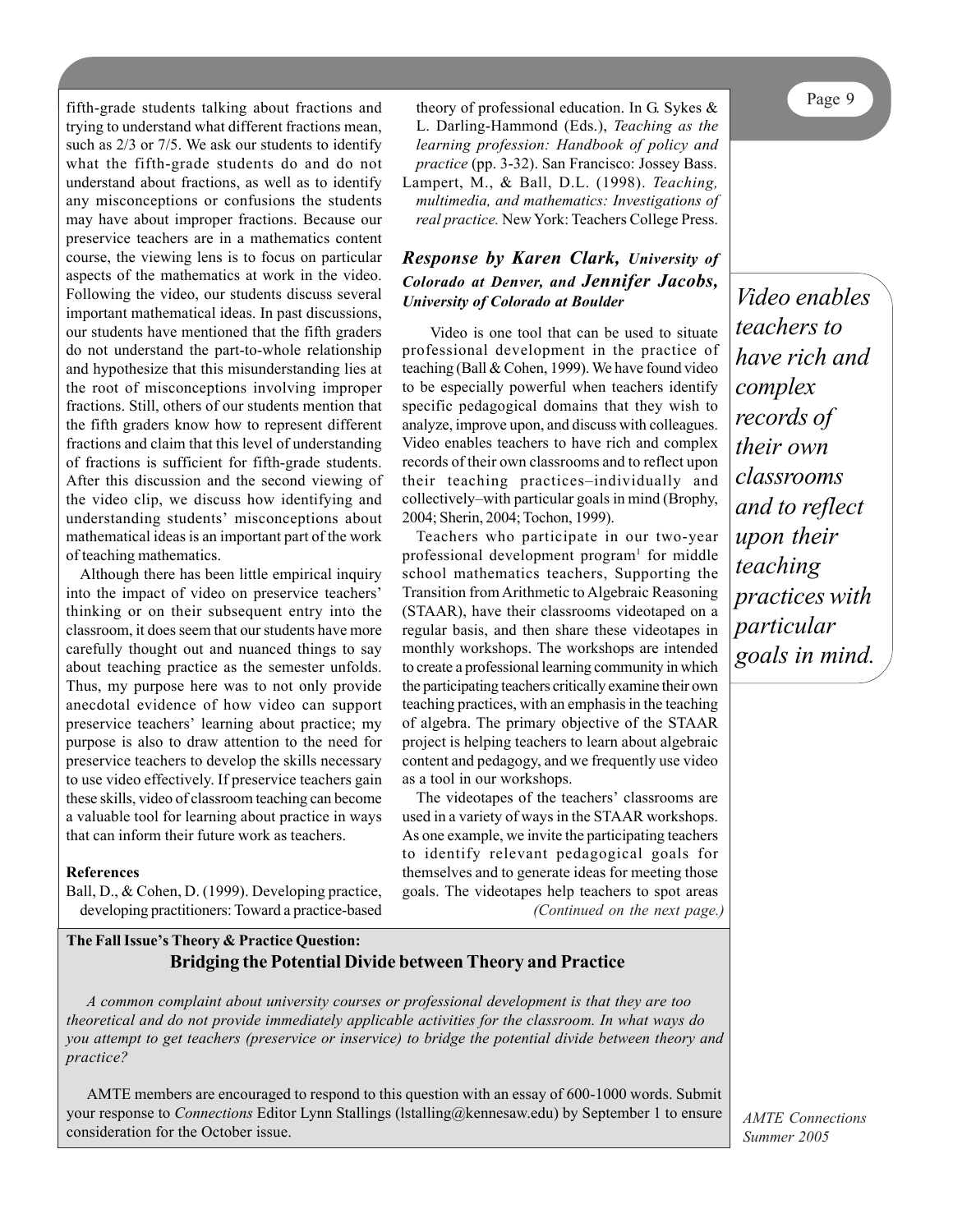fifth-grade students talking about fractions and trying to understand what different fractions mean, such as 2/3 or 7/5. We ask our students to identify what the fifth-grade students do and do not understand about fractions, as well as to identify any misconceptions or confusions the students may have about improper fractions. Because our preservice teachers are in a mathematics content course, the viewing lens is to focus on particular aspects of the mathematics at work in the video. Following the video, our students discuss several important mathematical ideas. In past discussions, our students have mentioned that the fifth graders do not understand the part-to-whole relationship and hypothesize that this misunderstanding lies at the root of misconceptions involving improper fractions. Still, others of our students mention that the fifth graders know how to represent different fractions and claim that this level of understanding of fractions is sufficient for fifth-grade students. After this discussion and the second viewing of the video clip, we discuss how identifying and understanding students' misconceptions about mathematical ideas is an important part of the work of teaching mathematics.

Although there has been little empirical inquiry into the impact of video on preservice teachers' thinking or on their subsequent entry into the classroom, it does seem that our students have more carefully thought out and nuanced things to say about teaching practice as the semester unfolds. Thus, my purpose here was to not only provide anecdotal evidence of how video can support preservice teachers' learning about practice; my purpose is also to draw attention to the need for preservice teachers to develop the skills necessary to use video effectively. If preservice teachers gain these skills, video of classroom teaching can become a valuable tool for learning about practice in ways that can inform their future work as teachers.

**References**

Ball, D., & Cohen, D. (1999). Developing practice, developing practitioners: Toward a practice-based theory of professional education. In G. Sykes & L. Darling-Hammond (Eds.), *Teaching as the learning profession: Handbook of policy and practice* (pp. 3-32). San Francisco: Jossey Bass.

Lampert, M., & Ball, D.L. (1998). *Teaching, multimedia, and mathematics: Investigations of real practice.* New York: Teachers College Press.

### *Response by Karen Clark, University of Colorado at Denver, and Jennifer Jacobs, University of Colorado at Boulder*

Video is one tool that can be used to situate professional development in the practice of teaching (Ball & Cohen, 1999). We have found video to be especially powerful when teachers identify specific pedagogical domains that they wish to analyze, improve upon, and discuss with colleagues. Video enables teachers to have rich and complex records of their own classrooms and to reflect upon their teaching practices–individually and collectively–with particular goals in mind (Brophy, 2004; Sherin, 2004; Tochon, 1999).

*Video enables teachers to have rich and complex records of their own classrooms and to reflect upon their teaching practices with particular goals in mind.*

Teachers who participate in our two-year professional development program[1] for middle school mathematics teachers, Supporting the Transition from Arithmetic to Algebraic Reasoning (STAAR), have their classrooms videotaped on a regular basis, and then share these videotapes in monthly workshops. The workshops are intended to create a professional learning community in which the participating teachers critically examine their own teaching practices, with an emphasis in the teaching of algebra. The primary objective of the STAAR project is helping teachers to learn about algebraic content and pedagogy, and we frequently use video as a tool in our workshops.

The videotapes of the teachers' classrooms are used in a variety of ways in the STAAR workshops. As one example, we invite the participating teachers to identify relevant pedagogical goals for themselves and to generate ideas for meeting those goals. The videotapes help teachers to spot areas

*(Continued on the next page.)*

**The Fall Issue's Theory & Practice Question:**

**Bridging the Potential Divide between Theory and Practice**

*A common complaint about university courses or professional development is that they are too theoretical and do not provide immediately applicable activities for the classroom. In what ways do you attempt to get teachers (preservice or inservice) to bridge the potential divide between theory and practice?*

AMTE members are encouraged to respond to this question with an essay of 600-1000 words. Submit your response to *Connections* Editor Lynn Stallings (lstalling@kennesaw.edu) by September 1 to ensure consideration for the October issue.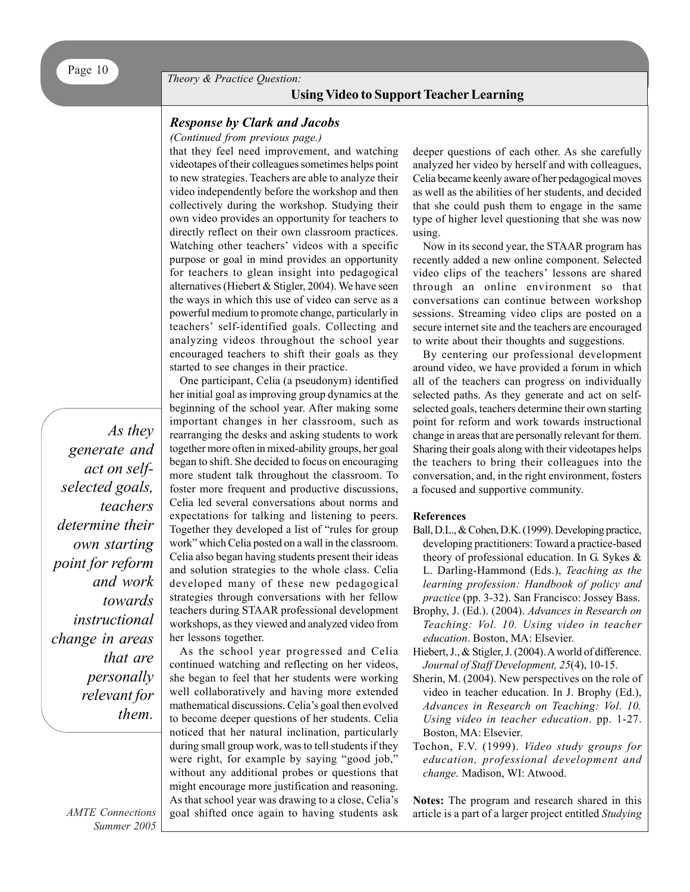*Theory & Practice Question:*

**Using Video to Support Teacher Learning**

### *Response by Clark and Jacobs*

*(Continued from previous page.)*

that they feel need improvement, and watching videotapes of their colleagues sometimes helps point to new strategies. Teachers are able to analyze their video independently before the workshop and then collectively during the workshop. Studying their own video provides an opportunity for teachers to directly reflect on their own classroom practices. Watching other teachers' videos with a specific purpose or goal in mind provides an opportunity for teachers to glean insight into pedagogical alternatives (Hiebert & Stigler, 2004). We have seen the ways in which this use of video can serve as a powerful medium to promote change, particularly in teachers' self-identified goals. Collecting and analyzing videos throughout the school year encouraged teachers to shift their goals as they started to see changes in their practice.

One participant, Celia (a pseudonym) identified her initial goal as improving group dynamics at the beginning of the school year. After making some important changes in her classroom, such as rearranging the desks and asking students to work together more often in mixed-ability groups, her goal began to shift. She decided to focus on encouraging more student talk throughout the classroom. To foster more frequent and productive discussions, Celia led several conversations about norms and expectations for talking and listening to peers. Together they developed a list of "rules for group work" which Celia posted on a wall in the classroom. Celia also began having students present their ideas and solution strategies to the whole class. Celia developed many of these new pedagogical strategies through conversations with her fellow teachers during STAAR professional development workshops, as they viewed and analyzed video from her lessons together.

*As they generate and act on self-selected goals, teachers determine their own starting point for reform and work towards instructional change in areas that are personally relevant for them.*

As the school year progressed and Celia continued watching and reflecting on her videos, she began to feel that her students were working well collaboratively and having more extended mathematical discussions. Celia's goal then evolved to become deeper questions of her students. Celia noticed that her natural inclination, particularly during small group work, was to tell students if they were right, for example by saying "good job," without any additional probes or questions that might encourage more justification and reasoning. As that school year was drawing to a close, Celia's goal shifted once again to having students ask deeper questions of each other. As she carefully analyzed her video by herself and with colleagues, Celia became keenly aware of her pedagogical moves as well as the abilities of her students, and decided that she could push them to engage in the same type of higher level questioning that she was now using.

Now in its second year, the STAAR program has recently added a new online component. Selected video clips of the teachers' lessons are shared through an online environment so that conversations can continue between workshop sessions. Streaming video clips are posted on a secure internet site and the teachers are encouraged to write about their thoughts and suggestions.

By centering our professional development around video, we have provided a forum in which all of the teachers can progress on individually selected paths. As they generate and act on self-selected goals, teachers determine their own starting point for reform and work towards instructional change in areas that are personally relevant for them. Sharing their goals along with their videotapes helps the teachers to bring their colleagues into the conversation, and, in the right environment, fosters a focused and supportive community.

**References**

Ball, D.L., & Cohen, D.K. (1999). Developing practice, developing practitioners: Toward a practice-based theory of professional education. In G. Sykes & L. Darling-Hammond (Eds.), *Teaching as the learning profession: Handbook of policy and practice* (pp. 3-32). San Francisco: Jossey Bass.

Brophy, J. (Ed.). (2004). *Advances in Research on Teaching: Vol. 10. Using video in teacher education*. Boston, MA: Elsevier.

Hiebert, J., & Stigler, J. (2004). A world of difference. *Journal of Staff Development, 25*(4), 10-15.

Sherin, M. (2004). New perspectives on the role of video in teacher education. In J. Brophy (Ed.), *Advances in Research on Teaching: Vol. 10. Using video in teacher education*. pp. 1-27. Boston, MA: Elsevier.

Tochon, F.V. (1999). *Video study groups for education, professional development and change*. Madison, WI: Atwood.

**Notes:** The program and research shared in this article is a part of a larger project entitled *Studying*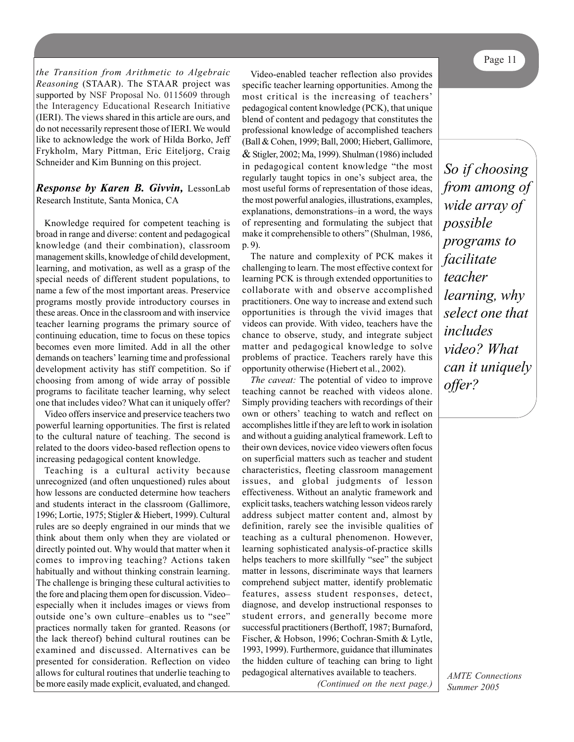*the Transition from Arithmetic to Algebraic Reasoning* (STAAR). The STAAR project was supported by NSF Proposal No. 0115609 through the Interagency Educational Research Initiative (IERI). The views shared in this article are ours, and do not necessarily represent those of IERI. We would like to acknowledge the work of Hilda Borko, Jeff Frykholm, Mary Pittman, Eric Eiteljorg, Craig Schneider and Kim Bunning on this project.

***Response by Karen B. Givvin,*** LessonLab Research Institute, Santa Monica, CA

Knowledge required for competent teaching is broad in range and diverse: content and pedagogical knowledge (and their combination), classroom management skills, knowledge of child development, learning, and motivation, as well as a grasp of the special needs of different student populations, to name a few of the most important areas. Preservice programs mostly provide introductory courses in these areas. Once in the classroom and with inservice teacher learning programs the primary source of continuing education, time to focus on these topics becomes even more limited. Add in all the other demands on teachers' learning time and professional development activity has stiff competition. So if choosing from among of wide array of possible programs to facilitate teacher learning, why select one that includes video? What can it uniquely offer?

Video offers inservice and preservice teachers two powerful learning opportunities. The first is related to the cultural nature of teaching. The second is related to the doors video-based reflection opens to increasing pedagogical content knowledge.

Teaching is a cultural activity because unrecognized (and often unquestioned) rules about how lessons are conducted determine how teachers and students interact in the classroom (Gallimore, 1996; Lortie, 1975; Stigler & Hiebert, 1999). Cultural rules are so deeply engrained in our minds that we think about them only when they are violated or directly pointed out. Why would that matter when it comes to improving teaching? Actions taken habitually and without thinking constrain learning. The challenge is bringing these cultural activities to the fore and placing them open for discussion. Video–especially when it includes images or views from outside one's own culture–enables us to "see" practices normally taken for granted. Reasons (or the lack thereof) behind cultural routines can be examined and discussed. Alternatives can be presented for consideration. Reflection on video allows for cultural routines that underlie teaching to be more easily made explicit, evaluated, and changed.

Video-enabled teacher reflection also provides specific teacher learning opportunities. Among the most critical is the increasing of teachers' pedagogical content knowledge (PCK), that unique blend of content and pedagogy that constitutes the professional knowledge of accomplished teachers (Ball & Cohen, 1999; Ball, 2000; Hiebert, Gallimore, & Stigler, 2002; Ma, 1999). Shulman (1986) included in pedagogical content knowledge "the most regularly taught topics in one's subject area, the most useful forms of representation of those ideas, the most powerful analogies, illustrations, examples, explanations, demonstrations–in a word, the ways of representing and formulating the subject that make it comprehensible to others" (Shulman, 1986, p. 9).

The nature and complexity of PCK makes it challenging to learn. The most effective context for learning PCK is through extended opportunities to collaborate with and observe accomplished practitioners. One way to increase and extend such opportunities is through the vivid images that videos can provide. With video, teachers have the chance to observe, study, and integrate subject matter and pedagogical knowledge to solve problems of practice. Teachers rarely have this opportunity otherwise (Hiebert et al., 2002).

*The caveat:* The potential of video to improve teaching cannot be reached with videos alone. Simply providing teachers with recordings of their own or others' teaching to watch and reflect on accomplishes little if they are left to work in isolation and without a guiding analytical framework. Left to their own devices, novice video viewers often focus on superficial matters such as teacher and student characteristics, fleeting classroom management issues, and global judgments of lesson effectiveness. Without an analytic framework and explicit tasks, teachers watching lesson videos rarely address subject matter content and, almost by definition, rarely see the invisible qualities of teaching as a cultural phenomenon. However, learning sophisticated analysis-of-practice skills helps teachers to more skillfully "see" the subject matter in lessons, discriminate ways that learners comprehend subject matter, identify problematic features, assess student responses, detect, diagnose, and develop instructional responses to student errors, and generally become more successful practitioners (Berthoff, 1987; Burnaford, Fischer, & Hobson, 1996; Cochran-Smith & Lytle, 1993, 1999). Furthermore, guidance that illuminates the hidden culture of teaching can bring to light pedagogical alternatives available to teachers.

*(Continued on the next page.)*

> *So if choosing from among of wide array of possible programs to facilitate teacher learning, why select one that includes video? What can it uniquely offer?*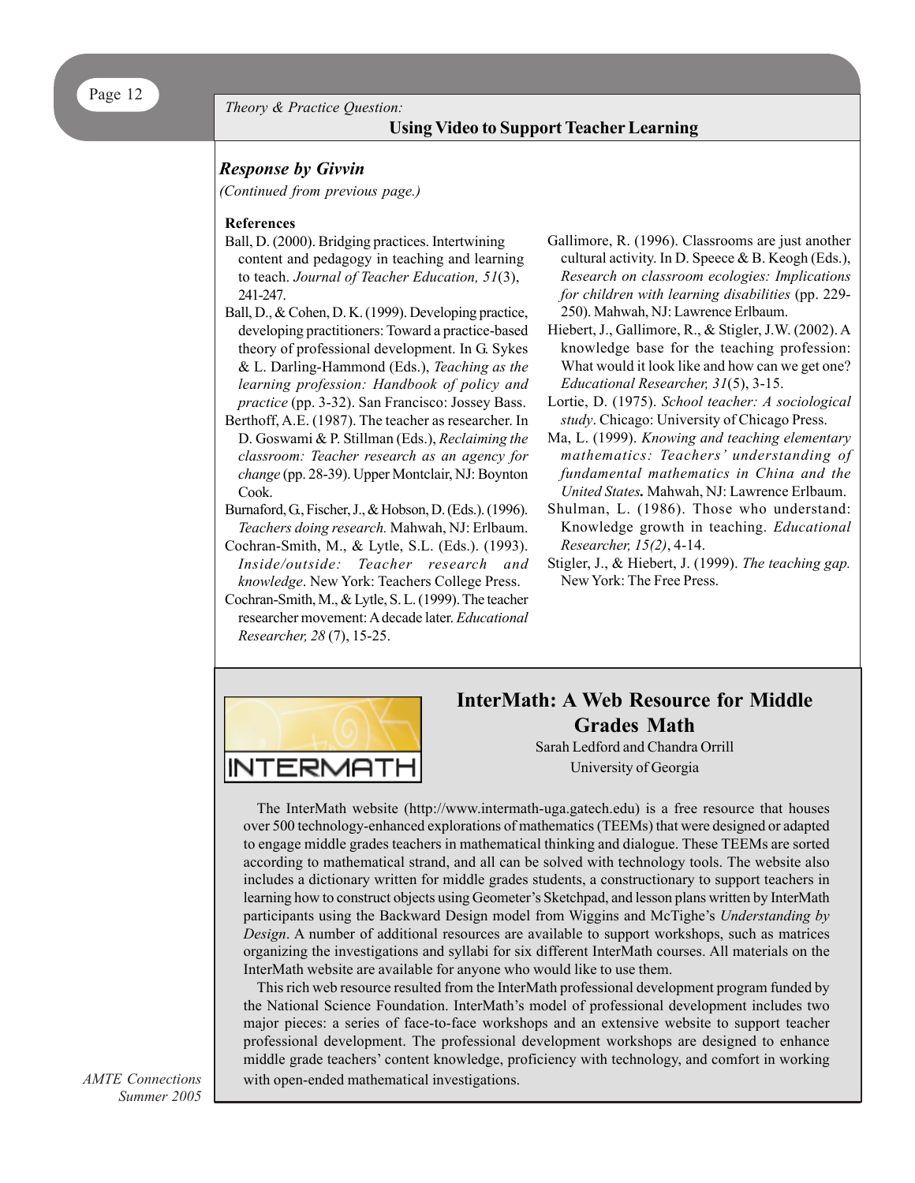*Theory & Practice Question:*

## Using Video to Support Teacher Learning

### *Response by Givvin*

*(Continued from previous page.)*

**References**

Ball, D. (2000). Bridging practices. Intertwining content and pedagogy in teaching and learning to teach. *Journal of Teacher Education, 51*(3), 241-247.

Ball, D., & Cohen, D. K. (1999). Developing practice, developing practitioners: Toward a practice-based theory of professional development. In G. Sykes & L. Darling-Hammond (Eds.), *Teaching as the learning profession: Handbook of policy and practice* (pp. 3-32). San Francisco: Jossey Bass.

Berthoff, A.E. (1987). The teacher as researcher. In D. Goswami & P. Stillman (Eds.), *Reclaiming the classroom: Teacher research as an agency for change* (pp. 28-39). Upper Montclair, NJ: Boynton Cook.

Burnaford, G., Fischer, J., & Hobson, D. (Eds.). (1996). *Teachers doing research.* Mahwah, NJ: Erlbaum.

Cochran-Smith, M., & Lytle, S.L. (Eds.). (1993). *Inside/outside: Teacher research and knowledge*. New York: Teachers College Press.

Cochran-Smith, M., & Lytle, S. L. (1999). The teacher researcher movement: A decade later. *Educational Researcher, 28* (7), 15-25.

Gallimore, R. (1996). Classrooms are just another cultural activity. In D. Speece & B. Keogh (Eds.), *Research on classroom ecologies: Implications for children with learning disabilities* (pp. 229-250). Mahwah, NJ: Lawrence Erlbaum.

Hiebert, J., Gallimore, R., & Stigler, J.W. (2002). A knowledge base for the teaching profession: What would it look like and how can we get one? *Educational Researcher, 31*(5), 3-15.

Lortie, D. (1975). *School teacher: A sociological study*. Chicago: University of Chicago Press.

Ma, L. (1999). *Knowing and teaching elementary mathematics: Teachers' understanding of fundamental mathematics in China and the United States.* Mahwah, NJ: Lawrence Erlbaum.

Shulman, L. (1986). Those who understand: Knowledge growth in teaching. *Educational Researcher, 15(2)*, 4-14.

Stigler, J., & Hiebert, J. (1999). *The teaching gap.* New York: The Free Press.

## InterMath: A Web Resource for Middle Grades Math

Sarah Ledford and Chandra Orrill
University of Georgia

The InterMath website (http://www.intermath-uga.gatech.edu) is a free resource that houses over 500 technology-enhanced explorations of mathematics (TEEMs) that were designed or adapted to engage middle grades teachers in mathematical thinking and dialogue. These TEEMs are sorted according to mathematical strand, and all can be solved with technology tools. The website also includes a dictionary written for middle grades students, a constructionary to support teachers in learning how to construct objects using Geometer's Sketchpad, and lesson plans written by InterMath participants using the Backward Design model from Wiggins and McTighe's *Understanding by Design*. A number of additional resources are available to support workshops, such as matrices organizing the investigations and syllabi for six different InterMath courses. All materials on the InterMath website are available for anyone who would like to use them.

This rich web resource resulted from the InterMath professional development program funded by the National Science Foundation. InterMath's model of professional development includes two major pieces: a series of face-to-face workshops and an extensive website to support teacher professional development. The professional development workshops are designed to enhance middle grade teachers' content knowledge, proficiency with technology, and comfort in working with open-ended mathematical investigations.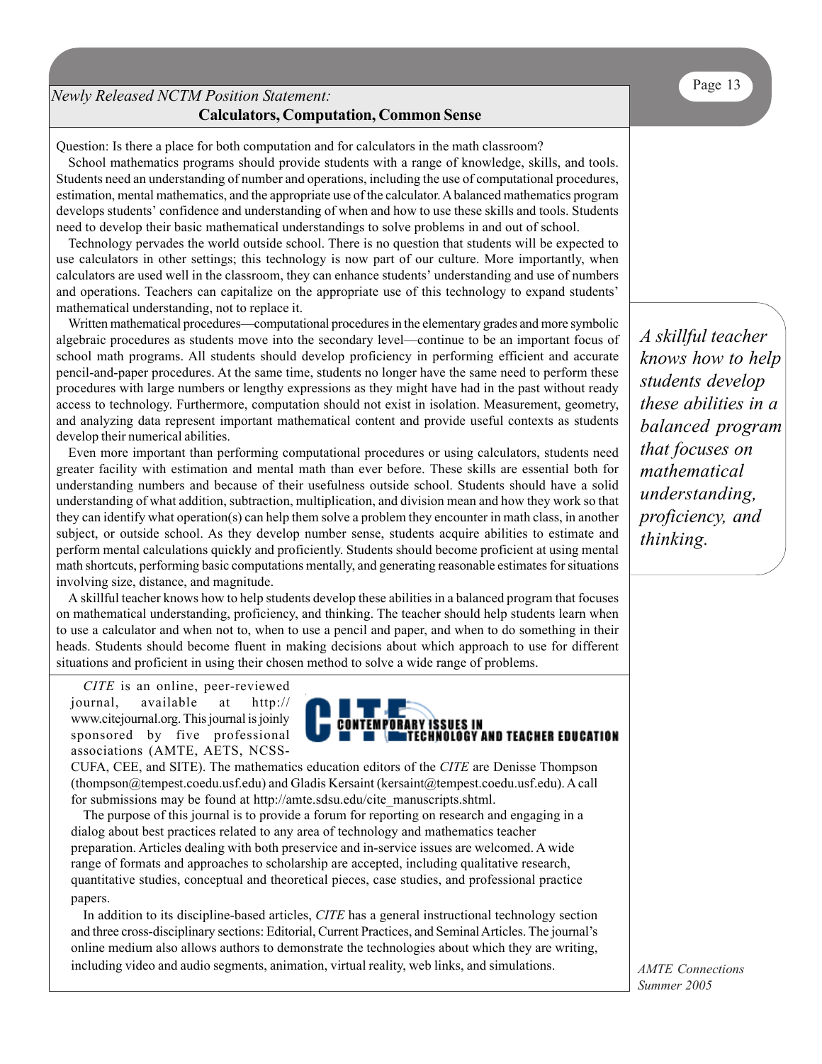*Newly Released NCTM Position Statement:*

## Calculators, Computation, Common Sense

Question: Is there a place for both computation and for calculators in the math classroom?

School mathematics programs should provide students with a range of knowledge, skills, and tools. Students need an understanding of number and operations, including the use of computational procedures, estimation, mental mathematics, and the appropriate use of the calculator. A balanced mathematics program develops students' confidence and understanding of when and how to use these skills and tools. Students need to develop their basic mathematical understandings to solve problems in and out of school.

Technology pervades the world outside school. There is no question that students will be expected to use calculators in other settings; this technology is now part of our culture. More importantly, when calculators are used well in the classroom, they can enhance students' understanding and use of numbers and operations. Teachers can capitalize on the appropriate use of this technology to expand students' mathematical understanding, not to replace it.

Written mathematical procedures—computational procedures in the elementary grades and more symbolic algebraic procedures as students move into the secondary level—continue to be an important focus of school math programs. All students should develop proficiency in performing efficient and accurate pencil-and-paper procedures. At the same time, students no longer have the same need to perform these procedures with large numbers or lengthy expressions as they might have had in the past without ready access to technology. Furthermore, computation should not exist in isolation. Measurement, geometry, and analyzing data represent important mathematical content and provide useful contexts as students develop their numerical abilities.

Even more important than performing computational procedures or using calculators, students need greater facility with estimation and mental math than ever before. These skills are essential both for understanding numbers and because of their usefulness outside school. Students should have a solid understanding of what addition, subtraction, multiplication, and division mean and how they work so that they can identify what operation(s) can help them solve a problem they encounter in math class, in another subject, or outside school. As they develop number sense, students acquire abilities to estimate and perform mental calculations quickly and proficiently. Students should become proficient at using mental math shortcuts, performing basic computations mentally, and generating reasonable estimates for situations involving size, distance, and magnitude.

A skillful teacher knows how to help students develop these abilities in a balanced program that focuses on mathematical understanding, proficiency, and thinking. The teacher should help students learn when to use a calculator and when not to, when to use a pencil and paper, and when to do something in their heads. Students should become fluent in making decisions about which approach to use for different situations and proficient in using their chosen method to solve a wide range of problems.

> *A skillful teacher knows how to help students develop these abilities in a balanced program that focuses on mathematical understanding, proficiency, and thinking.*

---

**CITE – Contemporary Issues in Technology and Teacher Education**

*CITE* is an online, peer-reviewed journal, available at http://www.citejournal.org. This journal is joinly sponsored by five professional associations (AMTE, AETS, NCSS-CUFA, CEE, and SITE). The mathematics education editors of the *CITE* are Denisse Thompson (thompson@tempest.coedu.usf.edu) and Gladis Kersaint (kersaint@tempest.coedu.usf.edu). A call for submissions may be found at http://amte.sdsu.edu/cite_manuscripts.shtml.

The purpose of this journal is to provide a forum for reporting on research and engaging in a dialog about best practices related to any area of technology and mathematics teacher preparation. Articles dealing with both preservice and in-service issues are welcomed. A wide range of formats and approaches to scholarship are accepted, including qualitative research, quantitative studies, conceptual and theoretical pieces, case studies, and professional practice papers.

In addition to its discipline-based articles, *CITE* has a general instructional technology section and three cross-disciplinary sections: Editorial, Current Practices, and Seminal Articles. The journal's online medium also allows authors to demonstrate the technologies about which they are writing, including video and audio segments, animation, virtual reality, web links, and simulations.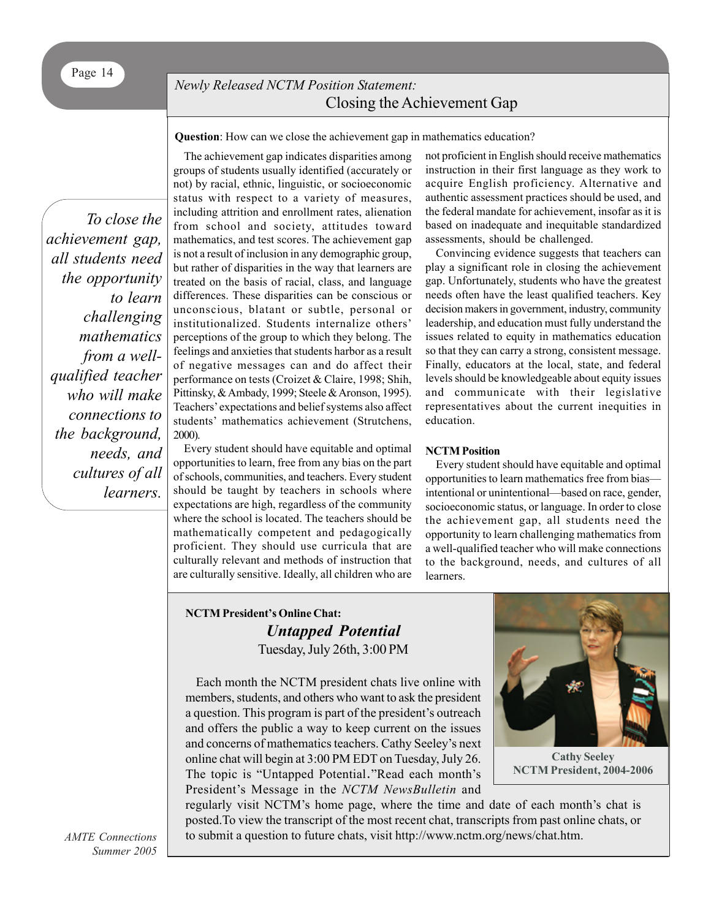*Newly Released NCTM Position Statement:*

# Closing the Achievement Gap

**Question**: How can we close the achievement gap in mathematics education?

The achievement gap indicates disparities among groups of students usually identified (accurately or not) by racial, ethnic, linguistic, or socioeconomic status with respect to a variety of measures, including attrition and enrollment rates, alienation from school and society, attitudes toward mathematics, and test scores. The achievement gap is not a result of inclusion in any demographic group, but rather of disparities in the way that learners are treated on the basis of racial, class, and language differences. These disparities can be conscious or unconscious, blatant or subtle, personal or institutionalized. Students internalize others' perceptions of the group to which they belong. The feelings and anxieties that students harbor as a result of negative messages can and do affect their performance on tests (Croizet & Claire, 1998; Shih, Pittinsky, & Ambady, 1999; Steele & Aronson, 1995). Teachers' expectations and belief systems also affect students' mathematics achievement (Strutchens, 2000).

> *To close the achievement gap, all students need the opportunity to learn challenging mathematics from a well-qualified teacher who will make connections to the background, needs, and cultures of all learners.*

Every student should have equitable and optimal opportunities to learn, free from any bias on the part of schools, communities, and teachers. Every student should be taught by teachers in schools where expectations are high, regardless of the community where the school is located. The teachers should be mathematically competent and pedagogically proficient. They should use curricula that are culturally relevant and methods of instruction that are culturally sensitive. Ideally, all children who are not proficient in English should receive mathematics instruction in their first language as they work to acquire English proficiency. Alternative and authentic assessment practices should be used, and the federal mandate for achievement, insofar as it is based on inadequate and inequitable standardized assessments, should be challenged.

Convincing evidence suggests that teachers can play a significant role in closing the achievement gap. Unfortunately, students who have the greatest needs often have the least qualified teachers. Key decision makers in government, industry, community leadership, and education must fully understand the issues related to equity in mathematics education so that they can carry a strong, consistent message. Finally, educators at the local, state, and federal levels should be knowledgeable about equity issues and communicate with their legislative representatives about the current inequities in education.

**NCTM Position**

Every student should have equitable and optimal opportunities to learn mathematics free from bias—intentional or unintentional—based on race, gender, socioeconomic status, or language. In order to close the achievement gap, all students need the opportunity to learn challenging mathematics from a well-qualified teacher who will make connections to the background, needs, and cultures of all learners.

---

**NCTM President's Online Chat:**

***Untapped Potential***

Tuesday, July 26th, 3:00 PM

Each month the NCTM president chats live online with members, students, and others who want to ask the president a question. This program is part of the president's outreach and offers the public a way to keep current on the issues and concerns of mathematics teachers. Cathy Seeley's next online chat will begin at 3:00 PM EDT on Tuesday, July 26. The topic is "Untapped Potential."Read each month's President's Message in the *NCTM NewsBulletin* and regularly visit NCTM's home page, where the time and date of each month's chat is posted.To view the transcript of the most recent chat, transcripts from past online chats, or to submit a question to future chats, visit http://www.nctm.org/news/chat.htm.

**Cathy Seeley**
**NCTM President, 2004-2006**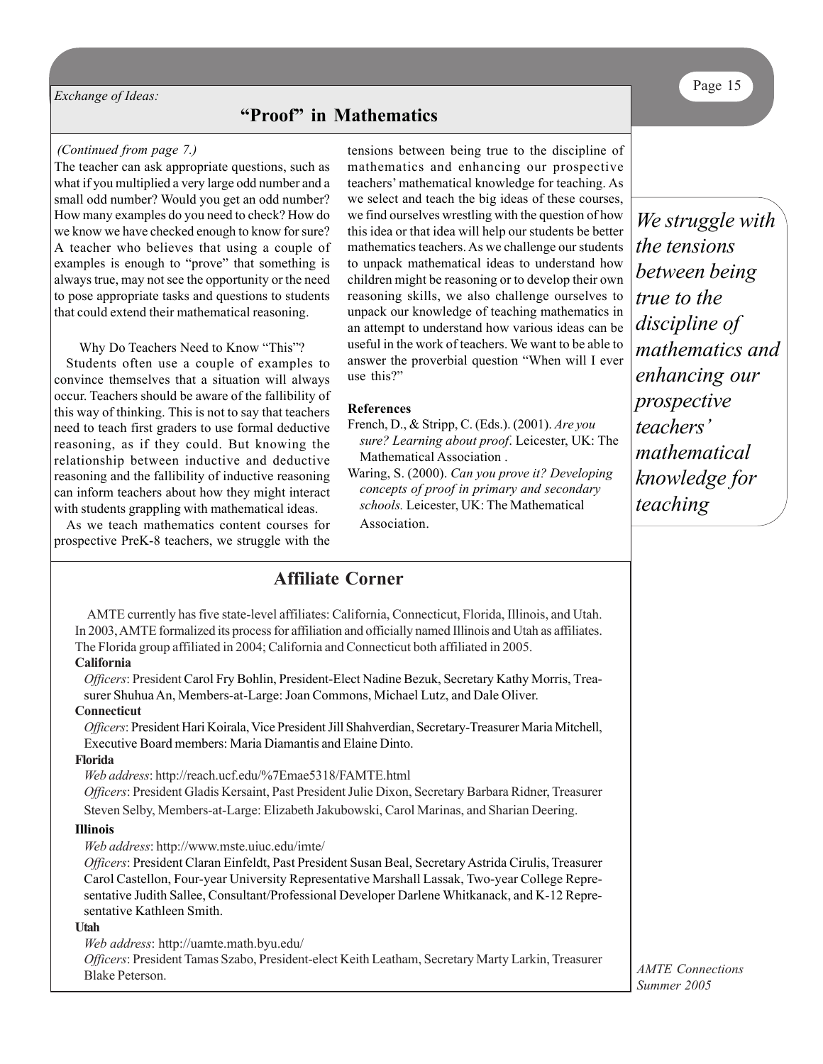*Exchange of Ideas:*

## "Proof" in Mathematics

*(Continued from page 7.)*

The teacher can ask appropriate questions, such as what if you multiplied a very large odd number and a small odd number? Would you get an odd number? How many examples do you need to check? How do we know we have checked enough to know for sure? A teacher who believes that using a couple of examples is enough to "prove" that something is always true, may not see the opportunity or the need to pose appropriate tasks and questions to students that could extend their mathematical reasoning.

Why Do Teachers Need to Know "This"?

Students often use a couple of examples to convince themselves that a situation will always occur. Teachers should be aware of the fallibility of this way of thinking. This is not to say that teachers need to teach first graders to use formal deductive reasoning, as if they could. But knowing the relationship between inductive and deductive reasoning and the fallibility of inductive reasoning can inform teachers about how they might interact with students grappling with mathematical ideas.

As we teach mathematics content courses for prospective PreK-8 teachers, we struggle with the tensions between being true to the discipline of mathematics and enhancing our prospective teachers' mathematical knowledge for teaching. As we select and teach the big ideas of these courses, we find ourselves wrestling with the question of how this idea or that idea will help our students be better mathematics teachers. As we challenge our students to unpack mathematical ideas to understand how children might be reasoning or to develop their own reasoning skills, we also challenge ourselves to unpack our knowledge of teaching mathematics in an attempt to understand how various ideas can be useful in the work of teachers. We want to be able to answer the proverbial question "When will I ever use this?"

*We struggle with the tensions between being true to the discipline of mathematics and enhancing our prospective teachers' mathematical knowledge for teaching*

**References**

French, D., & Stripp, C. (Eds.). (2001). *Are you sure? Learning about proof*. Leicester, UK: The Mathematical Association .

Waring, S. (2000). *Can you prove it? Developing concepts of proof in primary and secondary schools.* Leicester, UK: The Mathematical Association.

## Affiliate Corner

AMTE currently has five state-level affiliates: California, Connecticut, Florida, Illinois, and Utah. In 2003, AMTE formalized its process for affiliation and officially named Illinois and Utah as affiliates. The Florida group affiliated in 2004; California and Connecticut both affiliated in 2005.

**California**

*Officers*: President Carol Fry Bohlin, President-Elect Nadine Bezuk, Secretary Kathy Morris, Treasurer Shuhua An, Members-at-Large: Joan Commons, Michael Lutz, and Dale Oliver.

**Connecticut**

*Officers*: President Hari Koirala, Vice President Jill Shahverdian, Secretary-Treasurer Maria Mitchell, Executive Board members: Maria Diamantis and Elaine Dinto.

**Florida**

*Web address*: http://reach.ucf.edu/%7Emae5318/FAMTE.html

*Officers*: President Gladis Kersaint, Past President Julie Dixon, Secretary Barbara Ridner, Treasurer Steven Selby, Members-at-Large: Elizabeth Jakubowski, Carol Marinas, and Sharian Deering.

**Illinois**

*Web address*: http://www.mste.uiuc.edu/imte/

*Officers*: President Claran Einfeldt, Past President Susan Beal, Secretary Astrida Cirulis, Treasurer Carol Castellon, Four-year University Representative Marshall Lassak, Two-year College Representative Judith Sallee, Consultant/Professional Developer Darlene Whitkanack, and K-12 Representative Kathleen Smith.

**Utah**

*Web address*: http://uamte.math.byu.edu/

*Officers*: President Tamas Szabo, President-elect Keith Leatham, Secretary Marty Larkin, Treasurer Blake Peterson.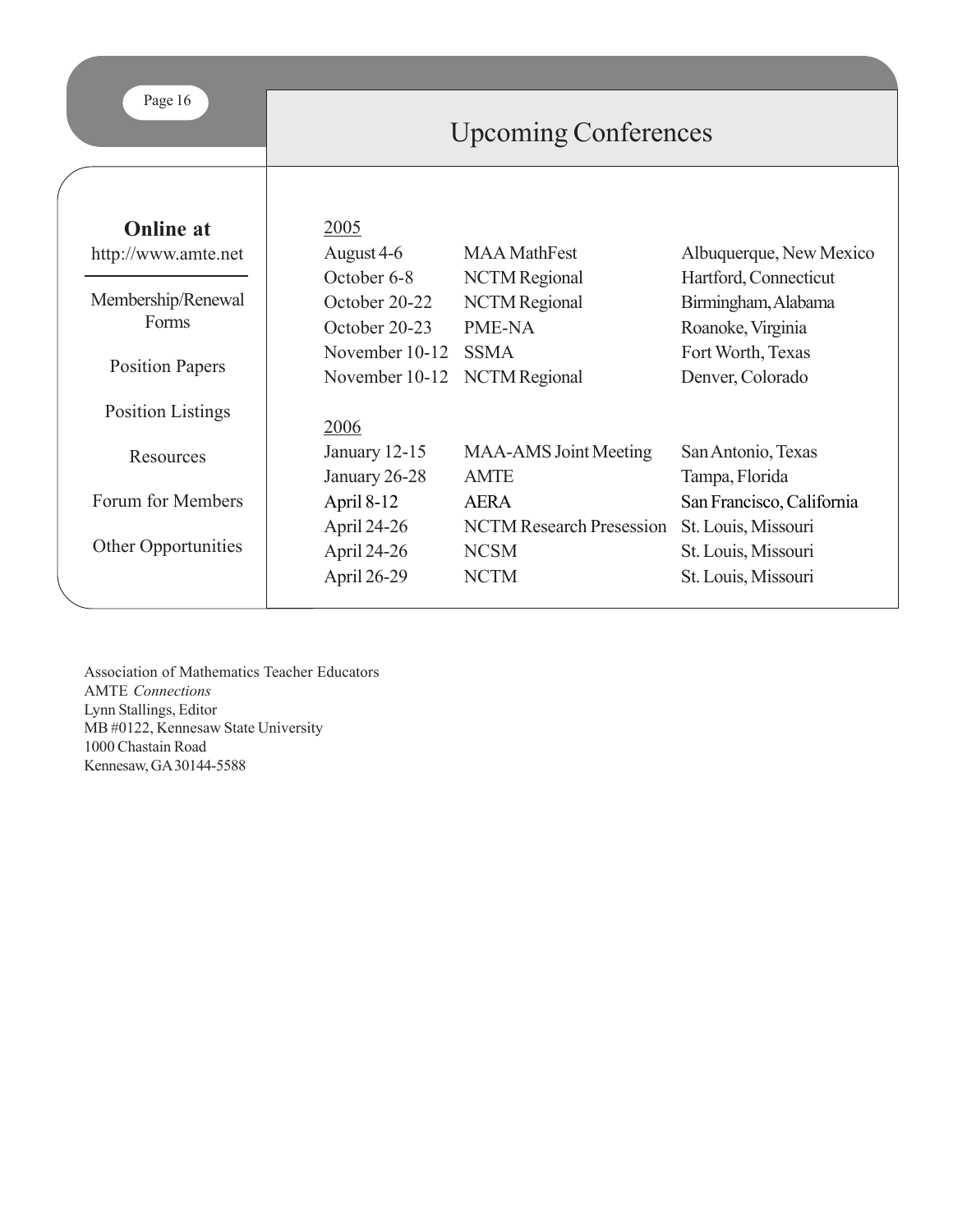# Upcoming Conferences

**Online at**
http://www.amte.net

- Membership/Renewal Forms
- Position Papers
- Position Listings
- Resources
- Forum for Members
- Other Opportunities

2005

| | | |
|---|---|---|
| August 4-6 | MAA MathFest | Albuquerque, New Mexico |
| October 6-8 | NCTM Regional | Hartford, Connecticut |
| October 20-22 | NCTM Regional | Birmingham, Alabama |
| October 20-23 | PME-NA | Roanoke, Virginia |
| November 10-12 | SSMA | Fort Worth, Texas |
| November 10-12 | NCTM Regional | Denver, Colorado |

2006

| | | |
|---|---|---|
| January 12-15 | MAA-AMS Joint Meeting | San Antonio, Texas |
| January 26-28 | AMTE | Tampa, Florida |
| April 8-12 | AERA | San Francisco, California |
| April 24-26 | NCTM Research Presession | St. Louis, Missouri |
| April 24-26 | NCSM | St. Louis, Missouri |
| April 26-29 | NCTM | St. Louis, Missouri |

Association of Mathematics Teacher Educators
AMTE *Connections*
Lynn Stallings, Editor
MB #0122, Kennesaw State University
1000 Chastain Road
Kennesaw, GA 30144-5588